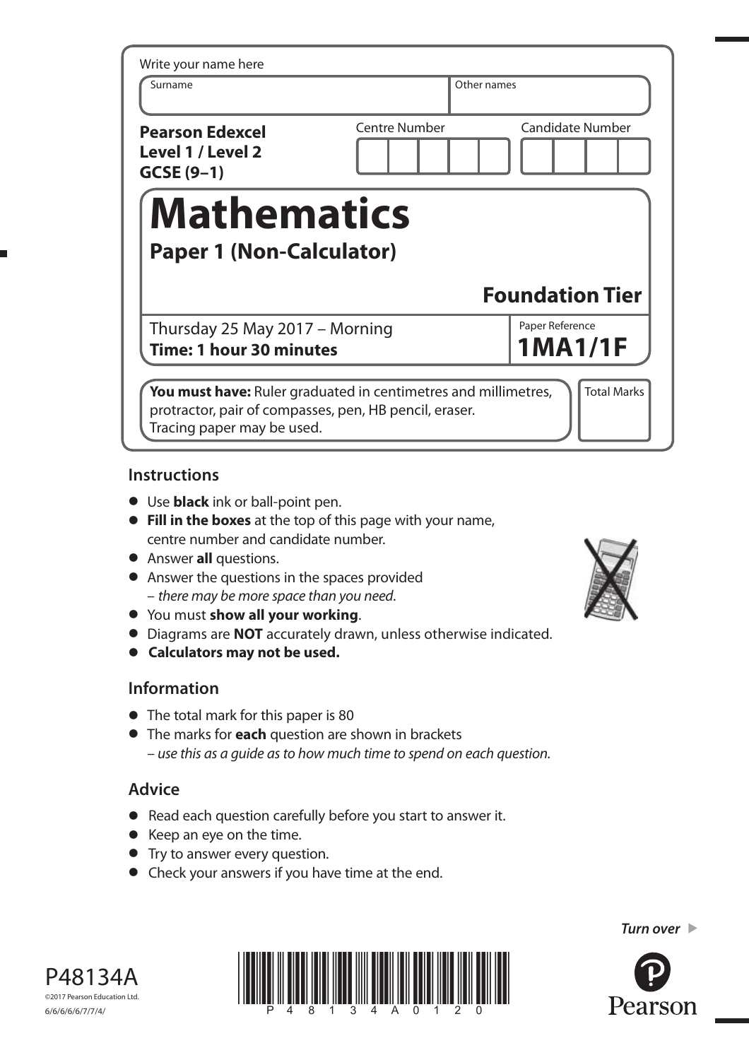Write your name here

| Surname | Other names |
|---|---|
| | |

**Pearson Edexcel**
**Level 1 / Level 2**
**GCSE (9–1)**

Centre Number | Candidate Number

# Mathematics

## Paper 1 (Non-Calculator)

### Foundation Tier

Thursday 25 May 2017 – Morning
**Time: 1 hour 30 minutes**

Paper Reference
**1MA1/1F**

**You must have:** Ruler graduated in centimetres and millimetres, protractor, pair of compasses, pen, HB pencil, eraser.
Tracing paper may be used.

Total Marks

## Instructions

- Use **black** ink or ball-point pen.
- **Fill in the boxes** at the top of this page with your name, centre number and candidate number.
- Answer **all** questions.
- Answer the questions in the spaces provided
  – *there may be more space than you need.*
- You must **show all your working**.
- Diagrams are **NOT** accurately drawn, unless otherwise indicated.
- **Calculators may not be used.**

## Information

- The total mark for this paper is 80
- The marks for **each** question are shown in brackets
  – *use this as a guide as to how much time to spend on each question.*

## Advice

- Read each question carefully before you start to answer it.
- Keep an eye on the time.
- Try to answer every question.
- Check your answers if you have time at the end.

*Turn over*

P48134A
©2017 Pearson Education Ltd.
6/6/6/6/6/7/7/4/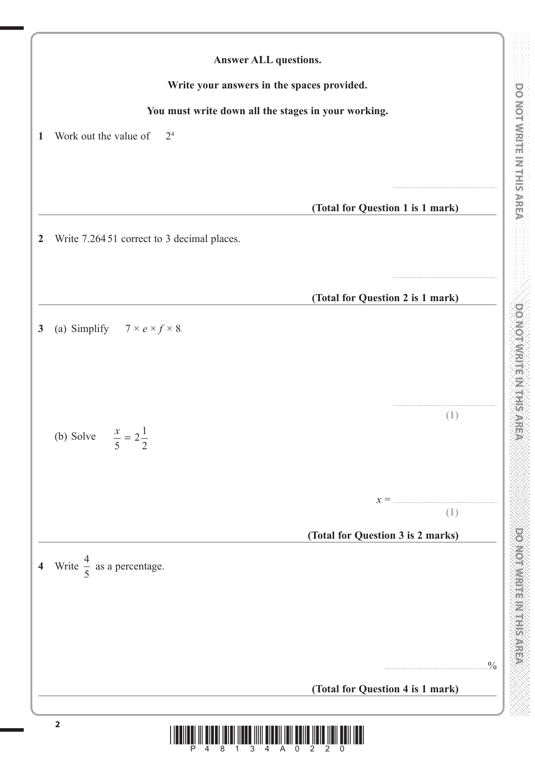**Answer ALL questions.**

**Write your answers in the spaces provided.**

**You must write down all the stages in your working.**

**1** Work out the value of $2^4$

..........................................................

**(Total for Question 1 is 1 mark)**

---

**2** Write 7.264 51 correct to 3 decimal places.

..........................................................

**(Total for Question 2 is 1 mark)**

---

**3** (a) Simplify $7 \times e \times f \times 8$

..........................................................

**(1)**

(b) Solve $\frac{x}{5} = 2\frac{1}{2}$

$x =$ ..........................................................

**(1)**

**(Total for Question 3 is 2 marks)**

---

**4** Write $\frac{4}{5}$ as a percentage.

..........................................................%

**(Total for Question 4 is 1 mark)**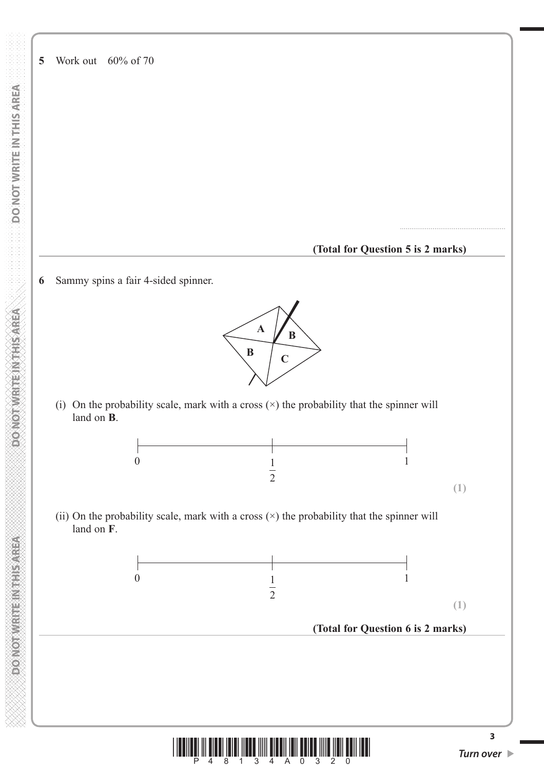**5** Work out 60% of 70

..................................................

**(Total for Question 5 is 2 marks)**

---

**6** Sammy spins a fair 4-sided spinner.

(i) On the probability scale, mark with a cross (×) the probability that the spinner will land on **B**.

0 $\frac{1}{2}$ 1

**(1)**

(ii) On the probability scale, mark with a cross (×) the probability that the spinner will land on **F**.

0 $\frac{1}{2}$ 1

**(1)**

**(Total for Question 6 is 2 marks)**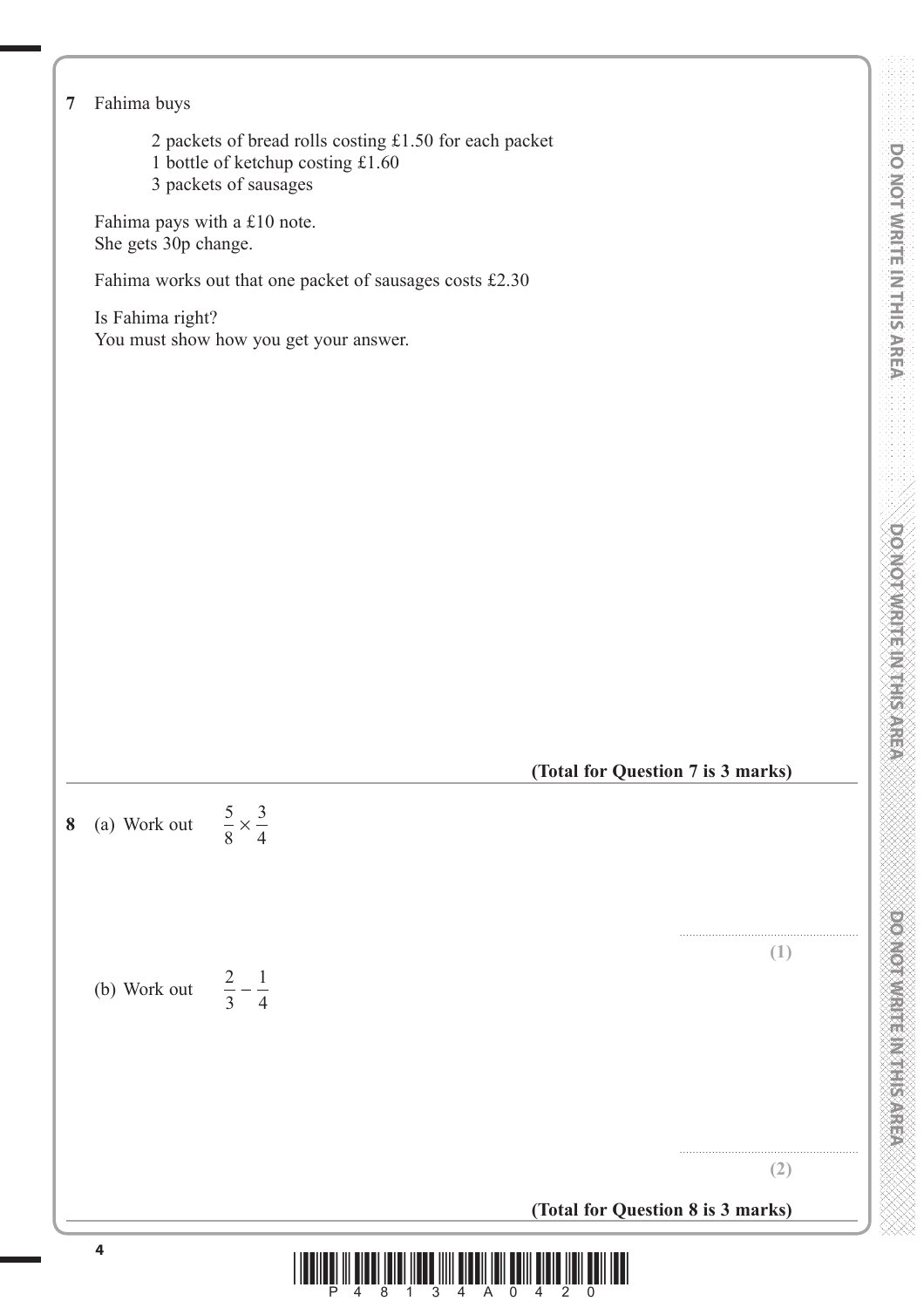**7** Fahima buys

2 packets of bread rolls costing £1.50 for each packet
1 bottle of ketchup costing £1.60
3 packets of sausages

Fahima pays with a £10 note.
She gets 30p change.

Fahima works out that one packet of sausages costs £2.30

Is Fahima right?
You must show how you get your answer.

**(Total for Question 7 is 3 marks)**

---

**8** (a) Work out $\frac{5}{8} \times \frac{3}{4}$

..........................................................
**(1)**

(b) Work out $\frac{2}{3} - \frac{1}{4}$

..........................................................
**(2)**

**(Total for Question 8 is 3 marks)**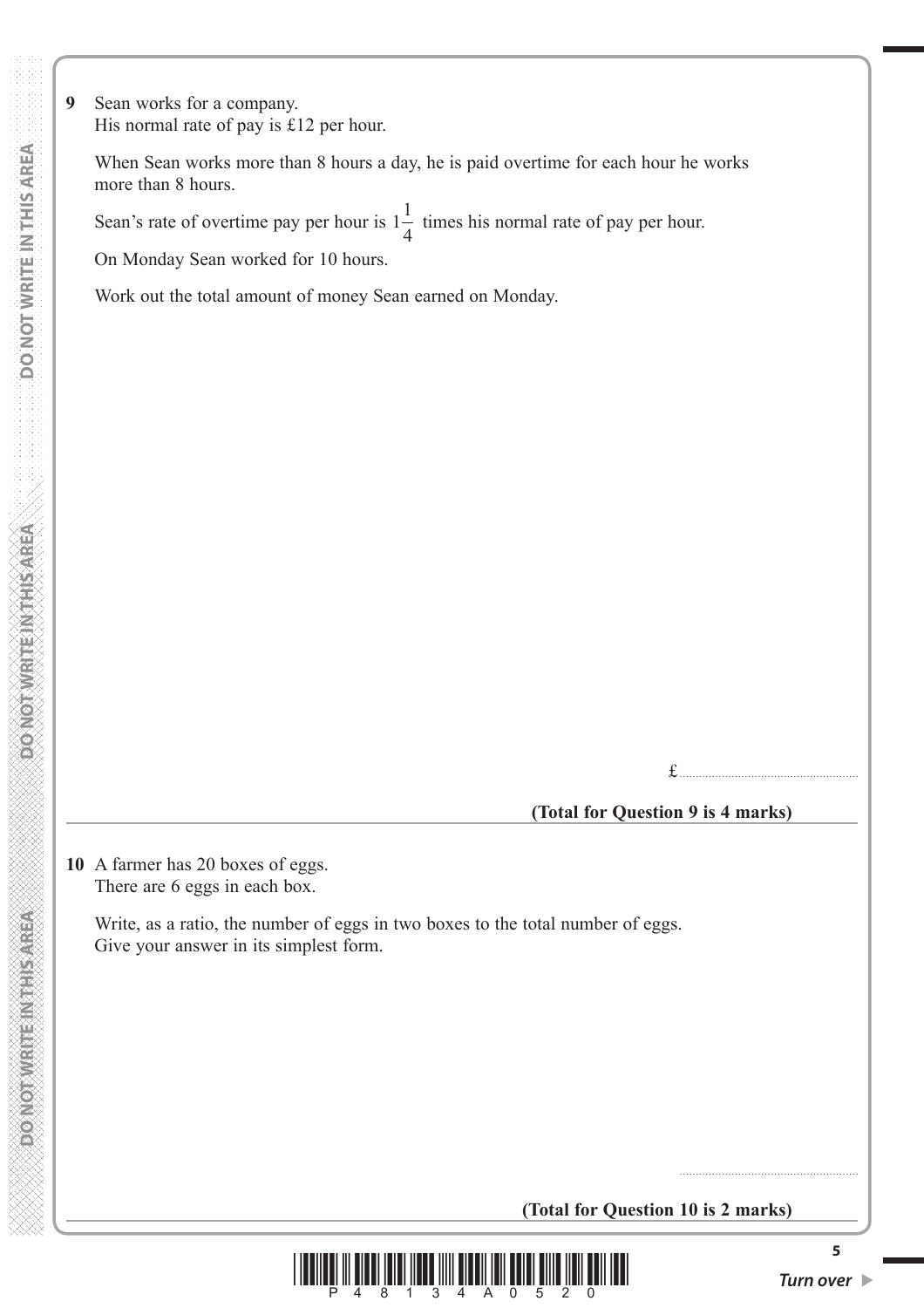**9** Sean works for a company.
His normal rate of pay is £12 per hour.

When Sean works more than 8 hours a day, he is paid overtime for each hour he works more than 8 hours.

Sean's rate of overtime pay per hour is $1\frac{1}{4}$ times his normal rate of pay per hour.

On Monday Sean worked for 10 hours.

Work out the total amount of money Sean earned on Monday.

£ ........................................

**(Total for Question 9 is 4 marks)**

---

**10** A farmer has 20 boxes of eggs.
There are 6 eggs in each box.

Write, as a ratio, the number of eggs in two boxes to the total number of eggs.
Give your answer in its simplest form.

........................................

**(Total for Question 10 is 2 marks)**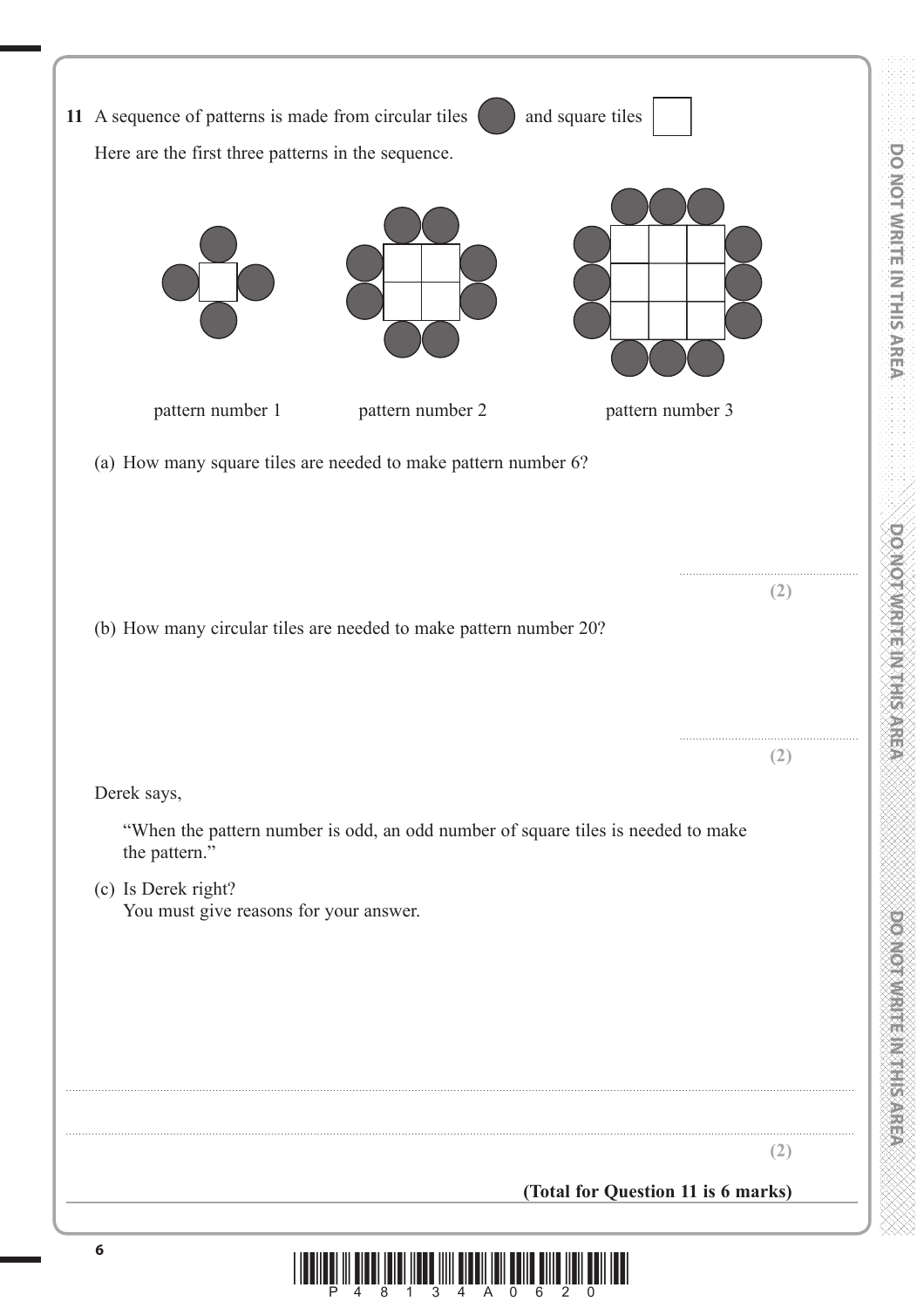**11** A sequence of patterns is made from circular tiles and square tiles

Here are the first three patterns in the sequence.

pattern number 1 &nbsp;&nbsp;&nbsp;&nbsp;&nbsp;&nbsp;&nbsp;&nbsp; pattern number 2 &nbsp;&nbsp;&nbsp;&nbsp;&nbsp;&nbsp;&nbsp;&nbsp; pattern number 3

(a) How many square tiles are needed to make pattern number 6?

..............................................

**(2)**

(b) How many circular tiles are needed to make pattern number 20?

..............................................

**(2)**

Derek says,

"When the pattern number is odd, an odd number of square tiles is needed to make the pattern."

(c) Is Derek right?
You must give reasons for your answer.

..............................................................................................................................................................

..............................................................................................................................................................

**(2)**

**(Total for Question 11 is 6 marks)**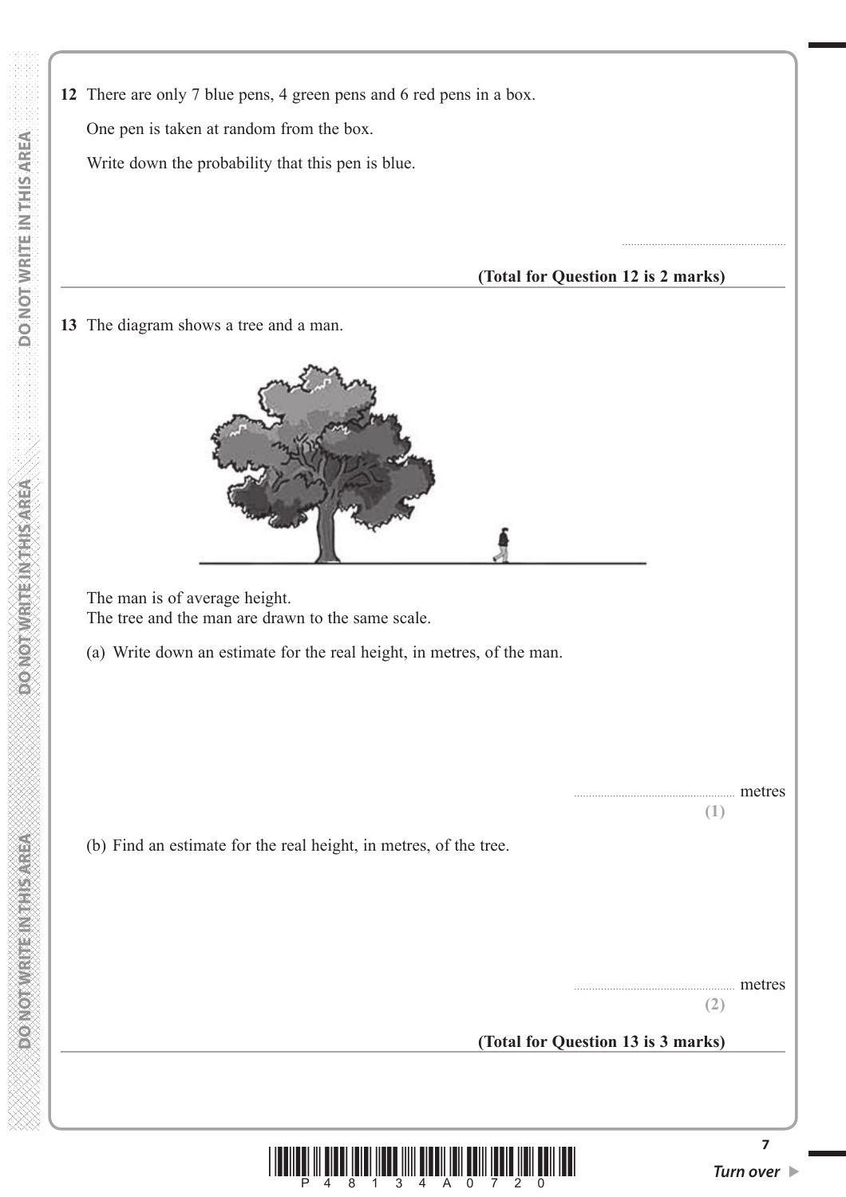**12** There are only 7 blue pens, 4 green pens and 6 red pens in a box.

One pen is taken at random from the box.

Write down the probability that this pen is blue.

.......................................................

**(Total for Question 12 is 2 marks)**

---

**13** The diagram shows a tree and a man.

The man is of average height.
The tree and the man are drawn to the same scale.

(a) Write down an estimate for the real height, in metres, of the man.

....................................................... metres

**(1)**

(b) Find an estimate for the real height, in metres, of the tree.

....................................................... metres

**(2)**

**(Total for Question 13 is 3 marks)**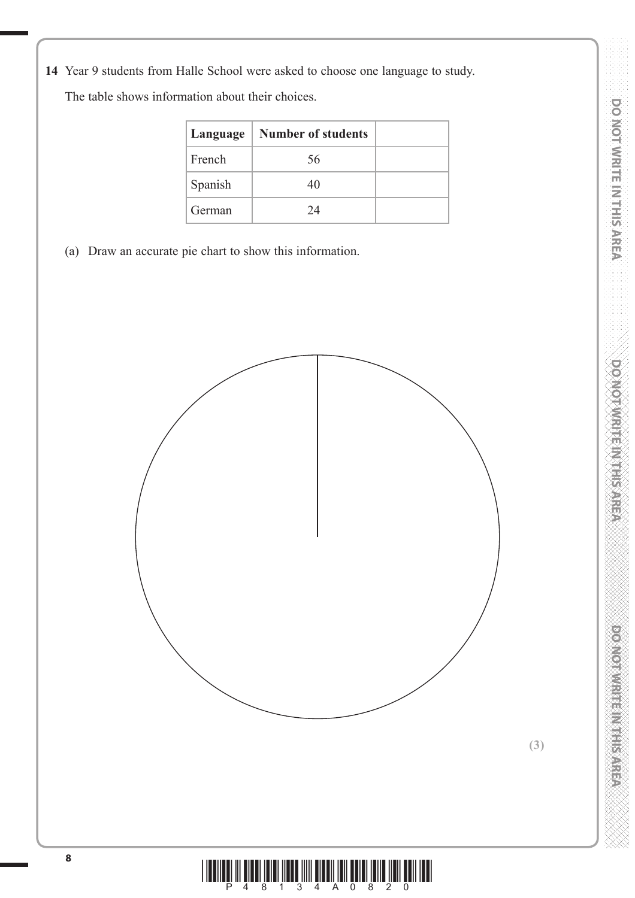**14** Year 9 students from Halle School were asked to choose one language to study.

The table shows information about their choices.

| Language | Number of students | |
|---|---|---|
| French | 56 | |
| Spanish | 40 | |
| German | 24 | |

(a) Draw an accurate pie chart to show this information.

**(3)**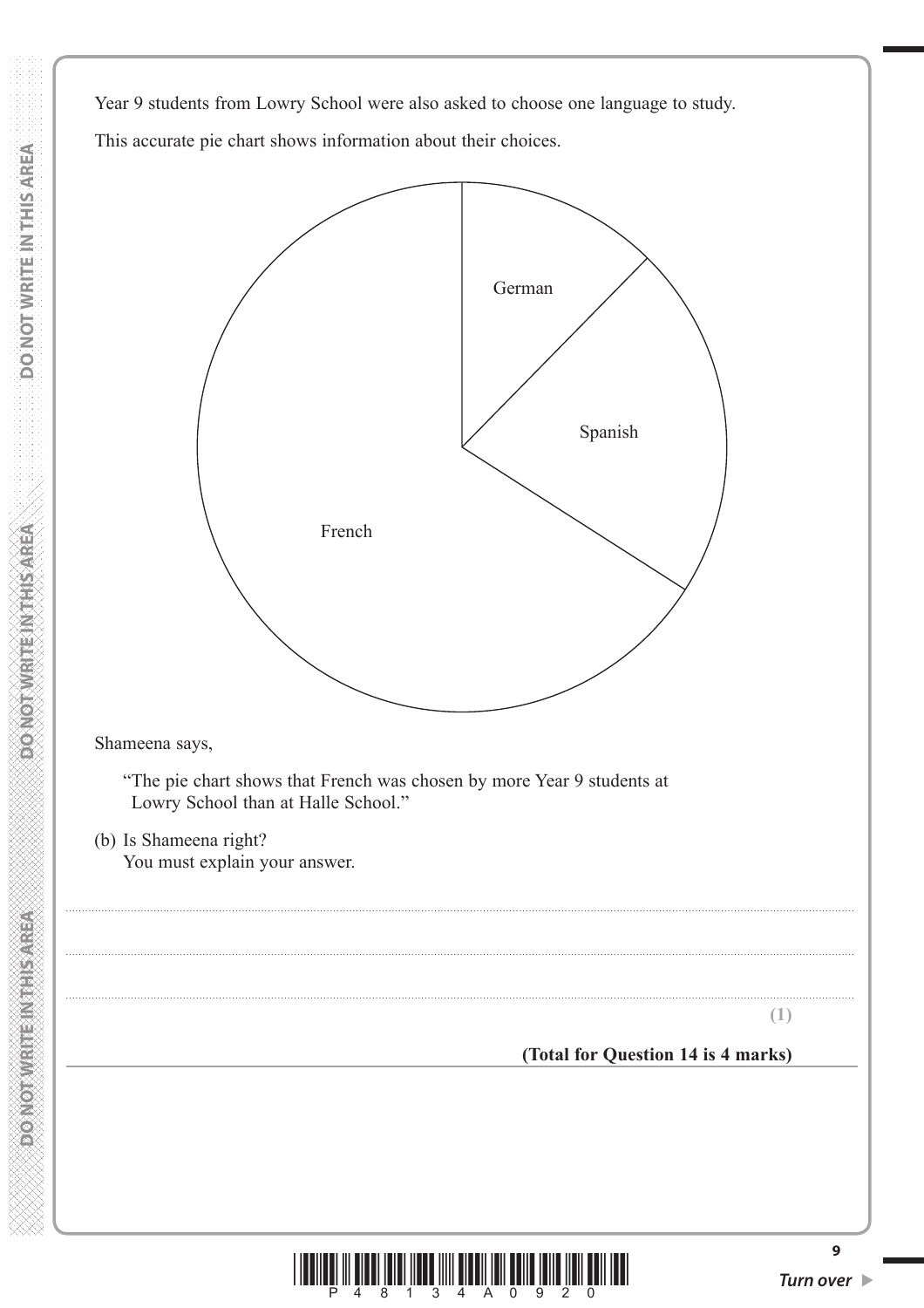Year 9 students from Lowry School were also asked to choose one language to study.

This accurate pie chart shows information about their choices.

German

Spanish

French

Shameena says,

"The pie chart shows that French was chosen by more Year 9 students at Lowry School than at Halle School."

(b) Is Shameena right?
You must explain your answer.

..............................................................................................................................................

..............................................................................................................................................

..............................................................................................................................................

**(1)**

**(Total for Question 14 is 4 marks)**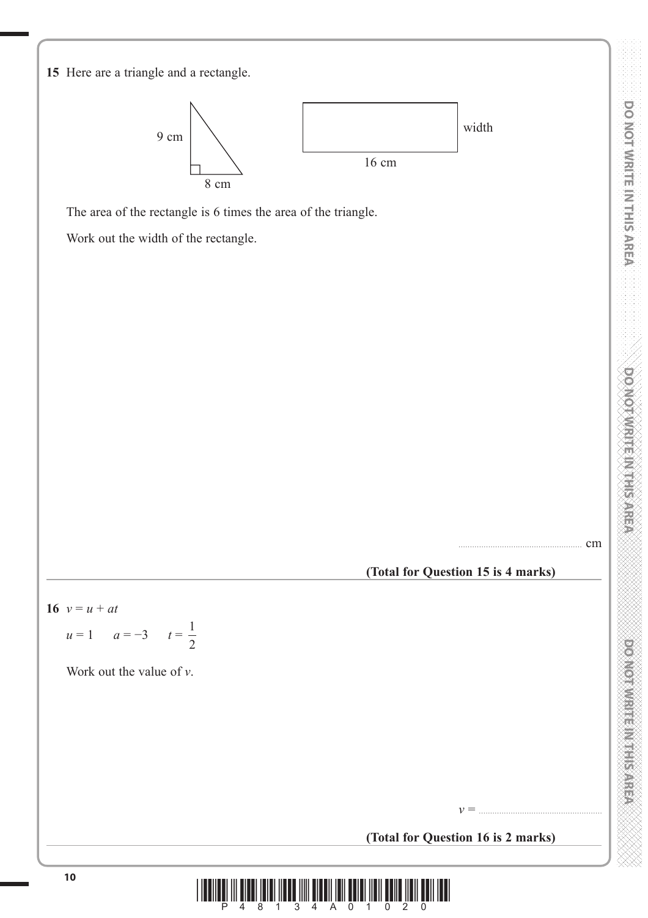**15** Here are a triangle and a rectangle.

9 cm

8 cm

width

16 cm

The area of the rectangle is 6 times the area of the triangle.

Work out the width of the rectangle.

.................................................... cm

**(Total for Question 15 is 4 marks)**

---

**16** $v = u + at$

$u = 1 \qquad a = -3 \qquad t = \frac{1}{2}$

Work out the value of $v$.

$v =$ ....................................................

**(Total for Question 16 is 2 marks)**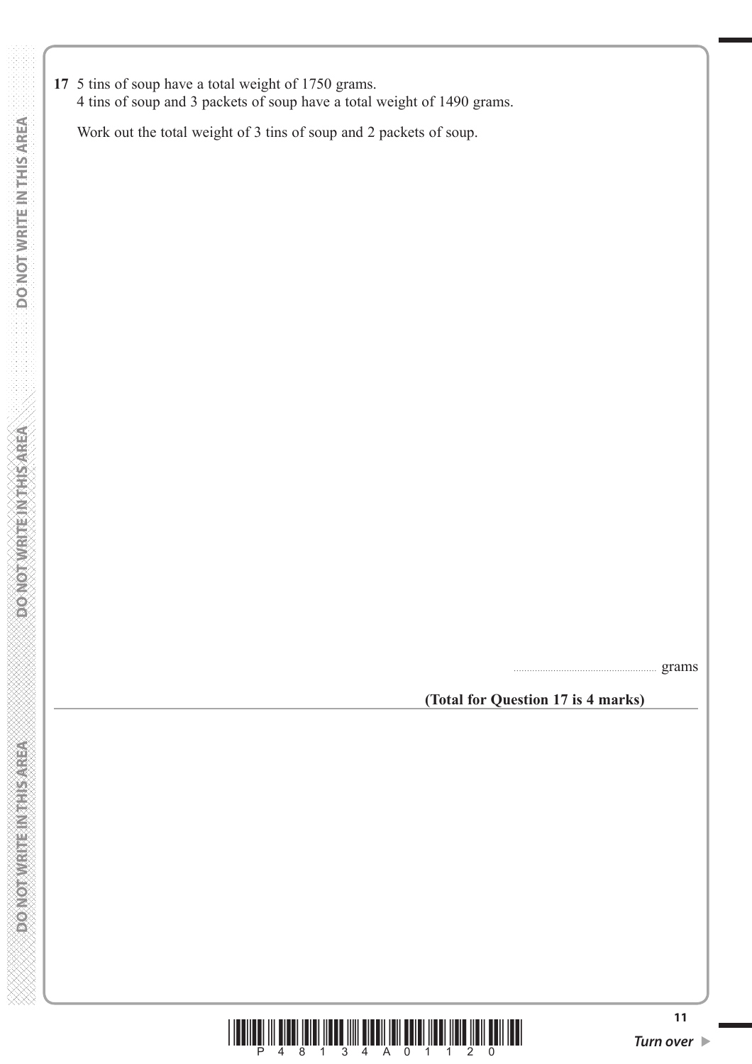**17** 5 tins of soup have a total weight of 1750 grams.
4 tins of soup and 3 packets of soup have a total weight of 1490 grams.

Work out the total weight of 3 tins of soup and 2 packets of soup.

........................................................ grams

**(Total for Question 17 is 4 marks)**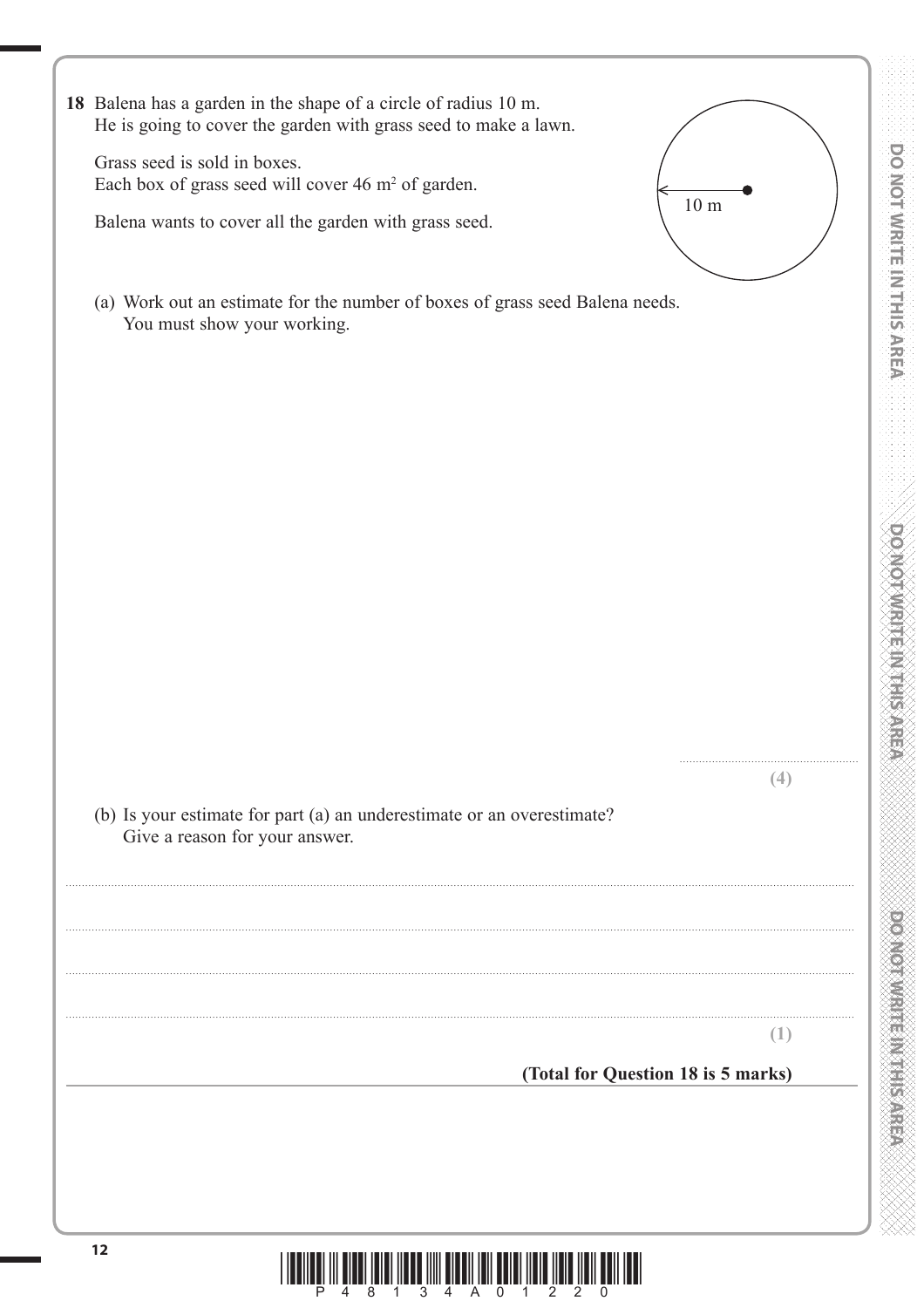**18** Balena has a garden in the shape of a circle of radius 10 m.
He is going to cover the garden with grass seed to make a lawn.

Grass seed is sold in boxes.
Each box of grass seed will cover 46 $m^2$ of garden.

Balena wants to cover all the garden with grass seed.

10 m

(a) Work out an estimate for the number of boxes of grass seed Balena needs.
You must show your working.

..............................................

**(4)**

(b) Is your estimate for part (a) an underestimate or an overestimate?
Give a reason for your answer.

..............................................................................................................................................

..............................................................................................................................................

..............................................................................................................................................

..............................................................................................................................................

**(1)**

**(Total for Question 18 is 5 marks)**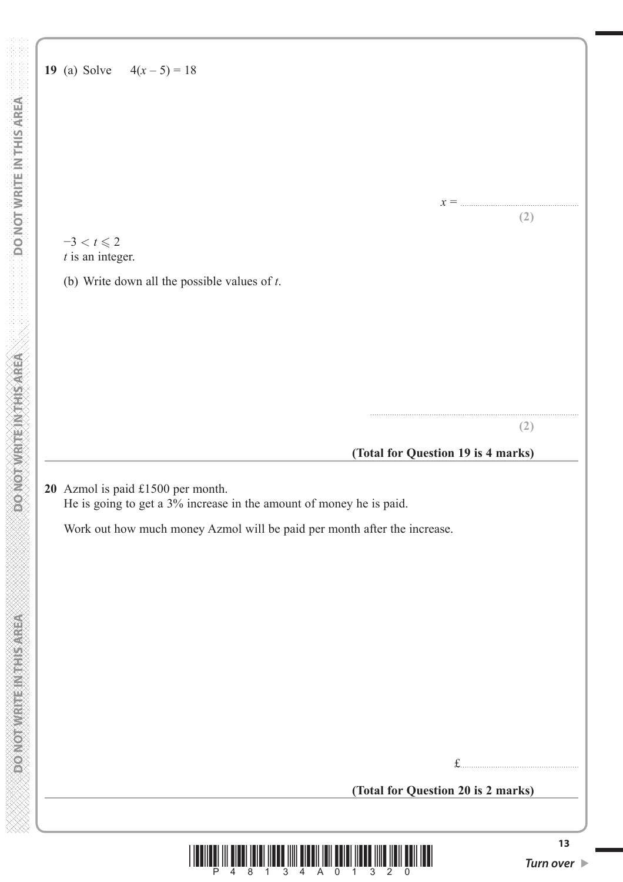**19** (a) Solve $4(x - 5) = 18$

$x =$ ..................................

**(2)**

$-3 < t \leqslant 2$
$t$ is an integer.

(b) Write down all the possible values of $t$.

..................................

**(2)**

**(Total for Question 19 is 4 marks)**

---

**20** Azmol is paid £1500 per month.
He is going to get a 3% increase in the amount of money he is paid.

Work out how much money Azmol will be paid per month after the increase.

£..................................

**(Total for Question 20 is 2 marks)**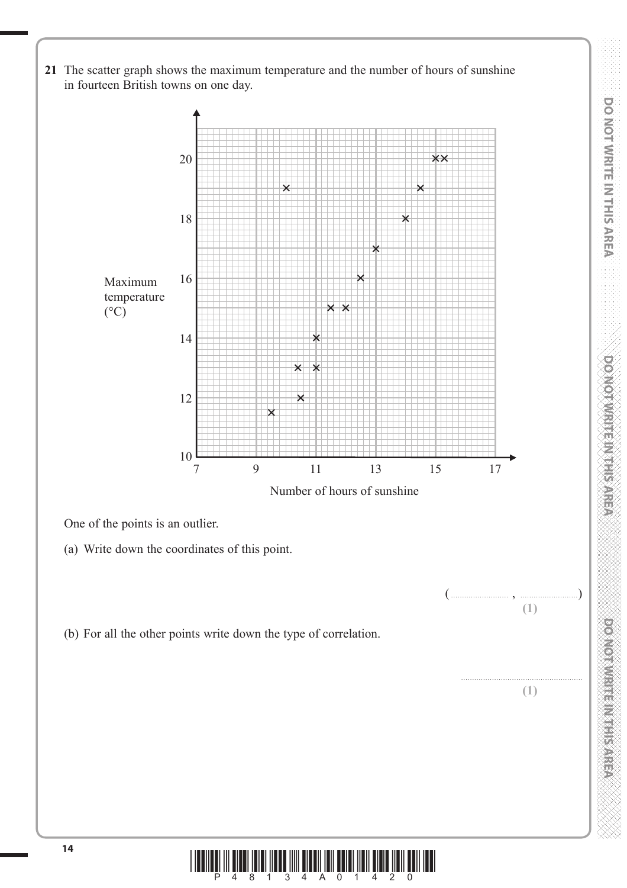**21** The scatter graph shows the maximum temperature and the number of hours of sunshine in fourteen British towns on one day.

One of the points is an outlier.

(a) Write down the coordinates of this point.

( .......................... , .......................... )
**(1)**

(b) For all the other points write down the type of correlation.

..........................................................
**(1)**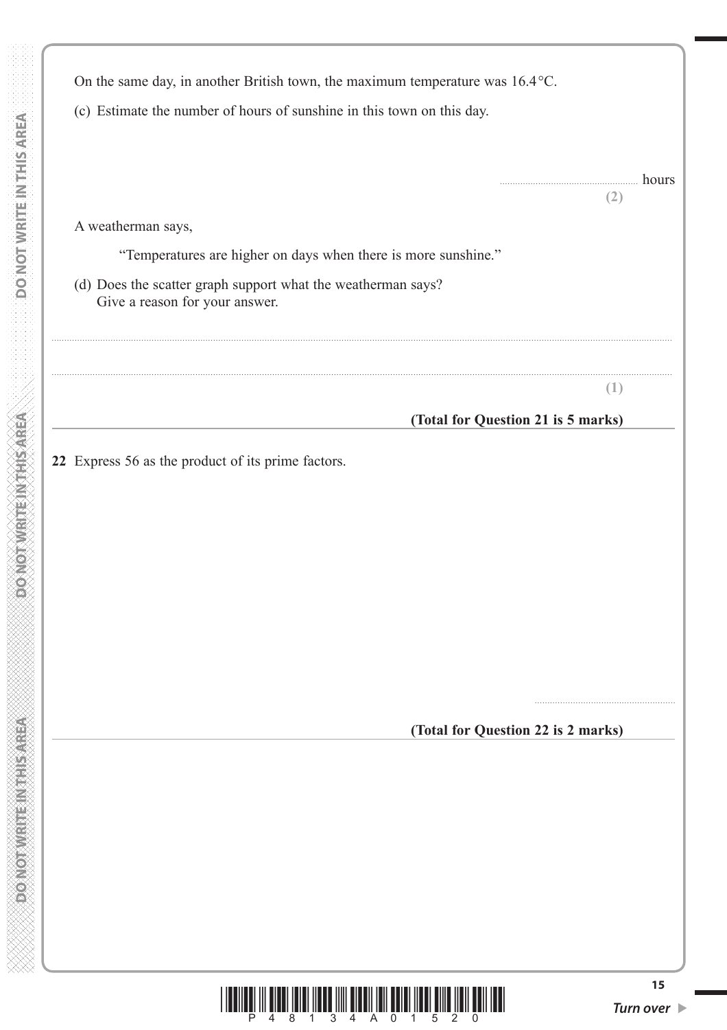On the same day, in another British town, the maximum temperature was 16.4 °C.

(c) Estimate the number of hours of sunshine in this town on this day.

.......................................................... hours

**(2)**

A weatherman says,

"Temperatures are higher on days when there is more sunshine."

(d) Does the scatter graph support what the weatherman says?
Give a reason for your answer.

..........................................................................................................................................................................................................

..........................................................................................................................................................................................................

**(1)**

**(Total for Question 21 is 5 marks)**

---

**22** Express 56 as the product of its prime factors.

..........................................................

**(Total for Question 22 is 2 marks)**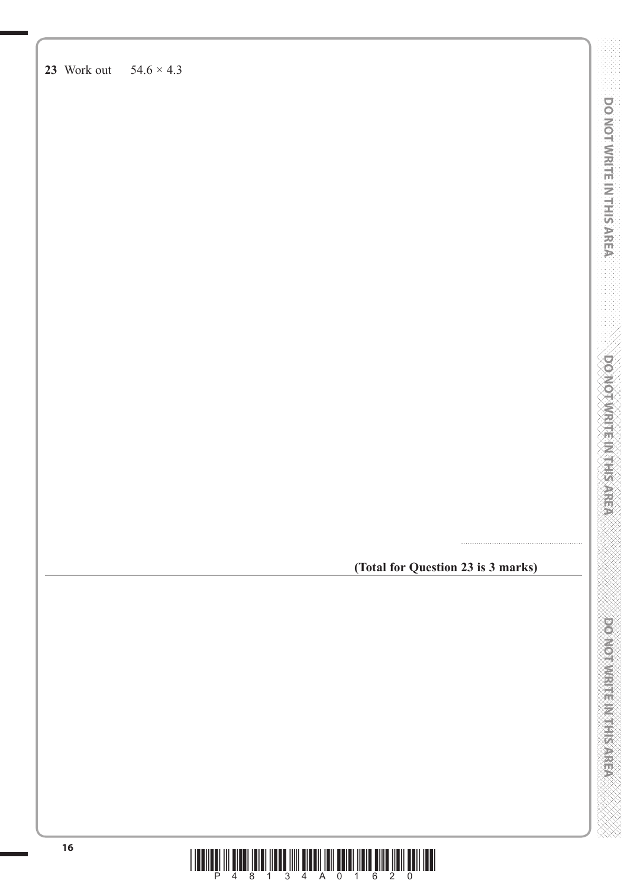**23** Work out $54.6 \times 4.3$

..........................................................

**(Total for Question 23 is 3 marks)**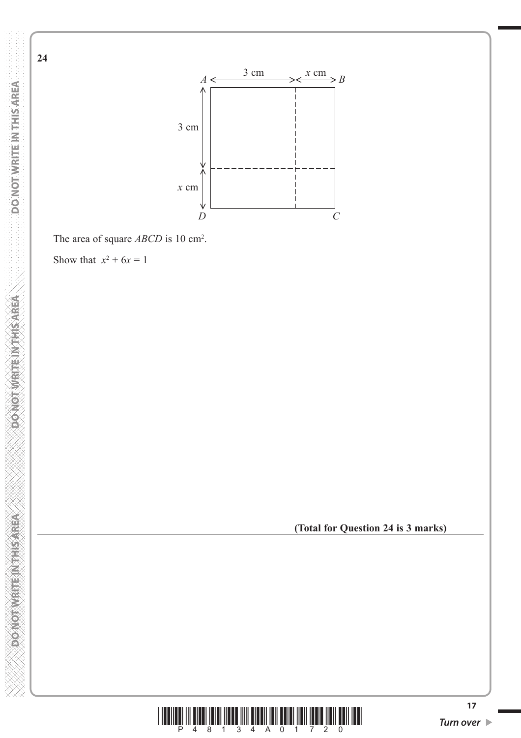**24**

The area of square $ABCD$ is 10 cm$^2$.

Show that $x^2 + 6x = 1$

**(Total for Question 24 is 3 marks)**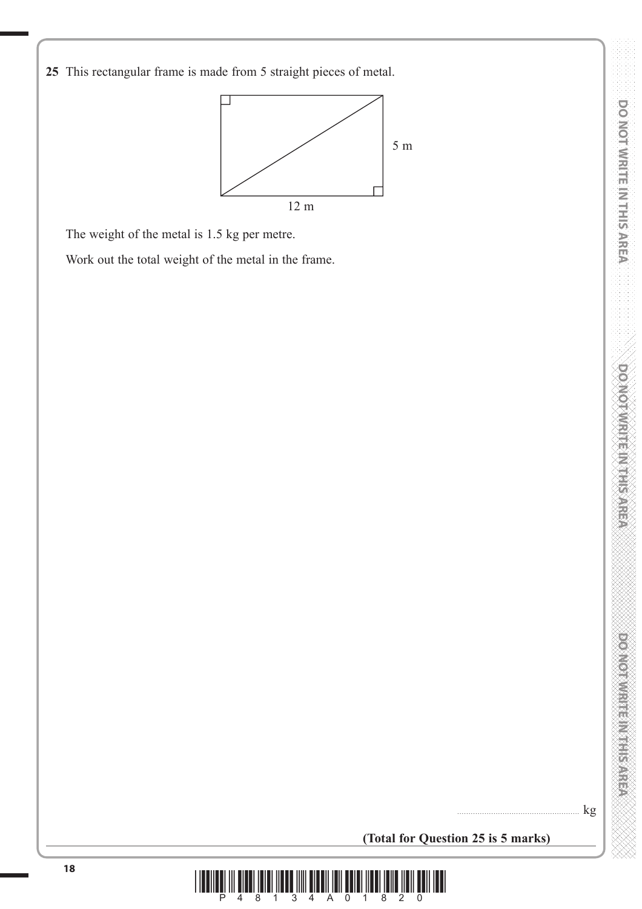**25** This rectangular frame is made from 5 straight pieces of metal.

5 m

12 m

The weight of the metal is 1.5 kg per metre.

Work out the total weight of the metal in the frame.

.......................................................... kg

**(Total for Question 25 is 5 marks)**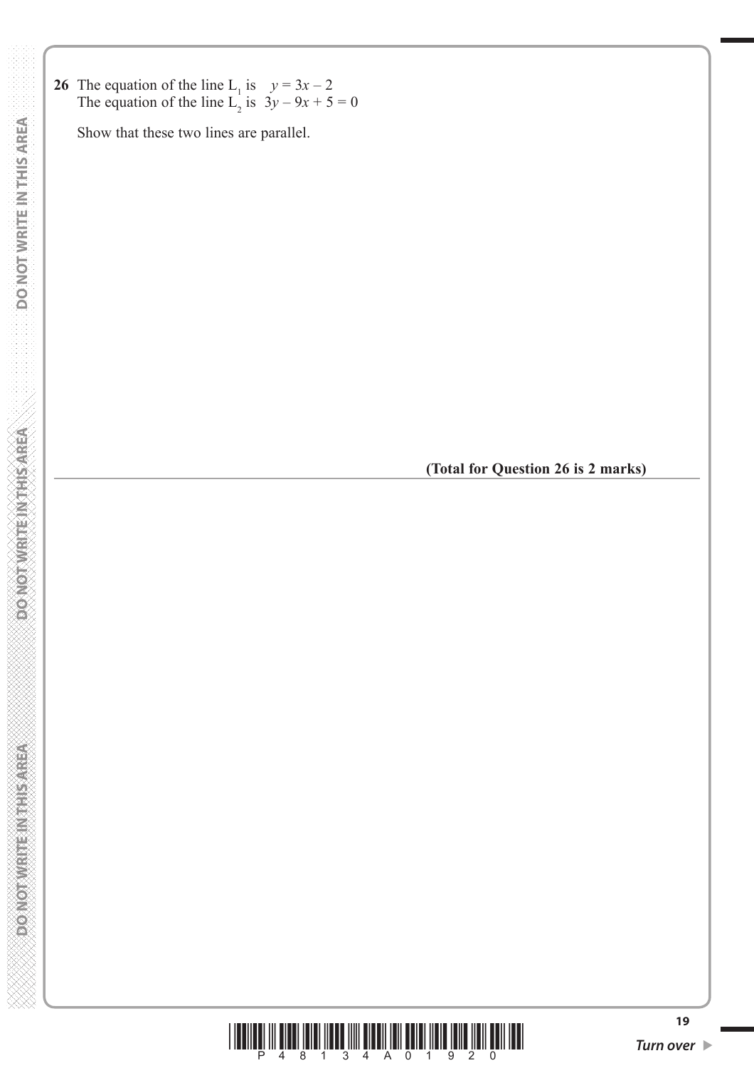**26** The equation of the line $L_1$ is $y = 3x - 2$
The equation of the line $L_2$ is $3y - 9x + 5 = 0$

Show that these two lines are parallel.

**(Total for Question 26 is 2 marks)**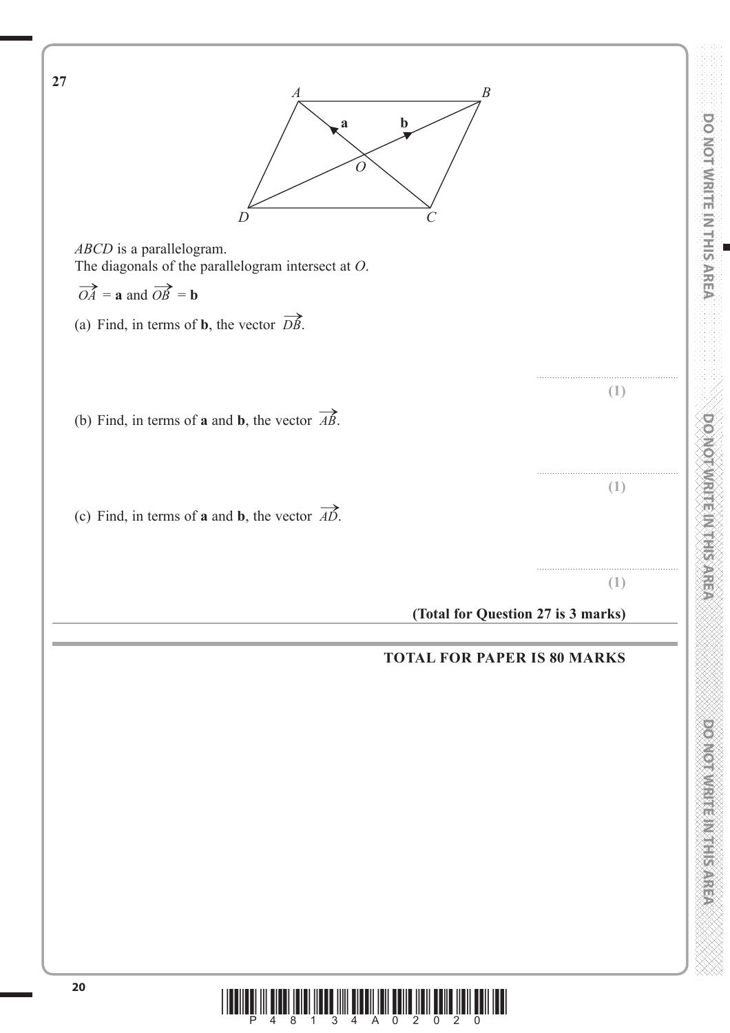**27**

*ABCD* is a parallelogram.
The diagonals of the parallelogram intersect at *O*.

$\overrightarrow{OA} = \mathbf{a}$ and $\overrightarrow{OB} = \mathbf{b}$

(a) Find, in terms of **b**, the vector $\overrightarrow{DB}$.

..............................................................

**(1)**

(b) Find, in terms of **a** and **b**, the vector $\overrightarrow{AB}$.

..............................................................

**(1)**

(c) Find, in terms of **a** and **b**, the vector $\overrightarrow{AD}$.

..............................................................

**(1)**

**(Total for Question 27 is 3 marks)**

---

**TOTAL FOR PAPER IS 80 MARKS**